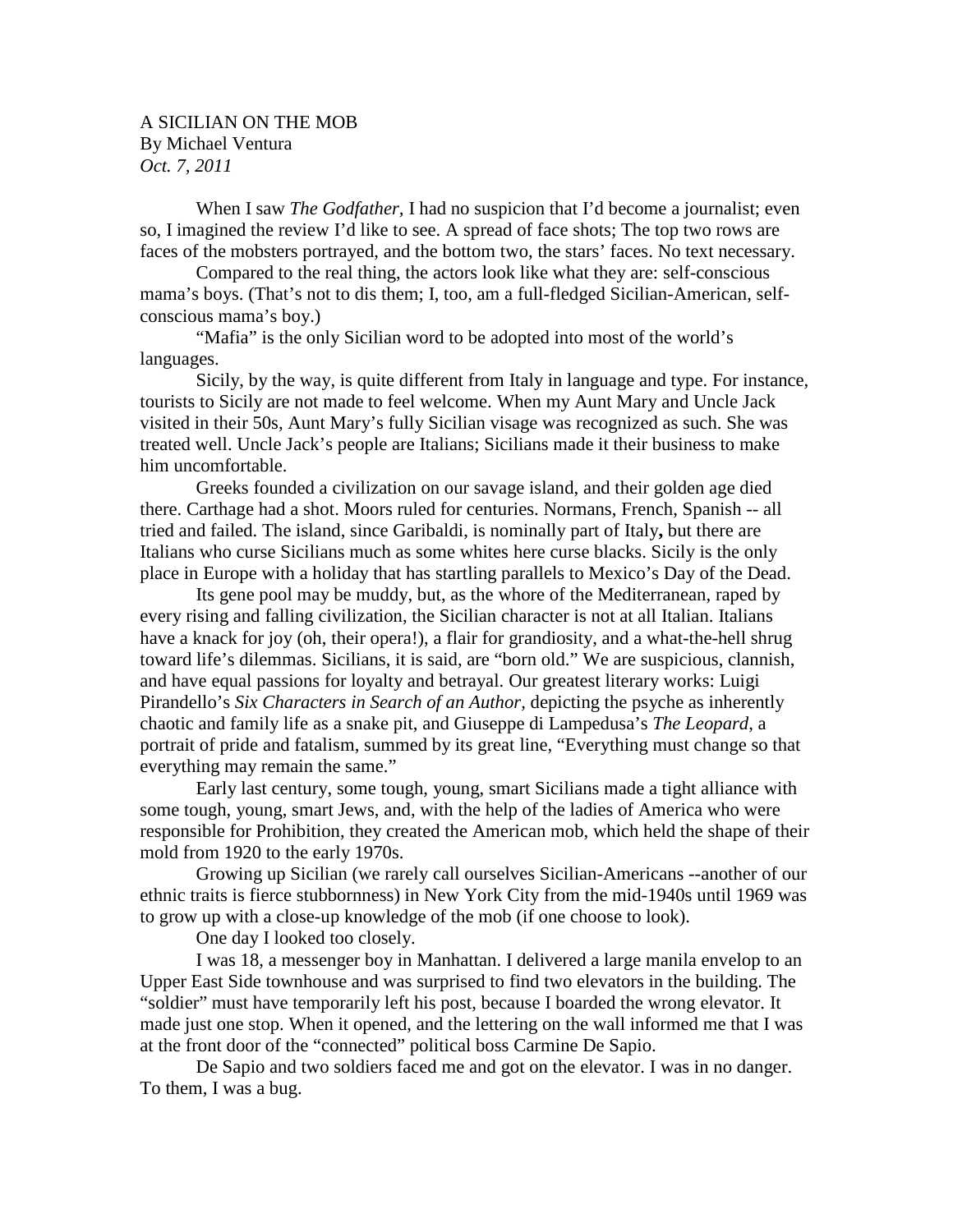A SICILIAN ON THE MOB
By Michael Ventura
*Oct. 7, 2011*

When I saw *The Godfather,* I had no suspicion that I'd become a journalist; even so, I imagined the review I'd like to see. A spread of face shots; The top two rows are faces of the mobsters portrayed, and the bottom two, the stars' faces. No text necessary.

Compared to the real thing, the actors look like what they are: self-conscious mama's boys. (That's not to dis them; I, too, am a full-fledged Sicilian-American, self-conscious mama's boy.)

"Mafia" is the only Sicilian word to be adopted into most of the world's languages.

Sicily, by the way, is quite different from Italy in language and type. For instance, tourists to Sicily are not made to feel welcome. When my Aunt Mary and Uncle Jack visited in their 50s, Aunt Mary's fully Sicilian visage was recognized as such. She was treated well. Uncle Jack's people are Italians; Sicilians made it their business to make him uncomfortable.

Greeks founded a civilization on our savage island, and their golden age died there. Carthage had a shot. Moors ruled for centuries. Normans, French, Spanish -- all tried and failed. The island, since Garibaldi, is nominally part of Italy**,** but there are Italians who curse Sicilians much as some whites here curse blacks. Sicily is the only place in Europe with a holiday that has startling parallels to Mexico's Day of the Dead.

Its gene pool may be muddy, but, as the whore of the Mediterranean, raped by every rising and falling civilization, the Sicilian character is not at all Italian. Italians have a knack for joy (oh, their opera!), a flair for grandiosity, and a what-the-hell shrug toward life's dilemmas. Sicilians, it is said, are "born old." We are suspicious, clannish, and have equal passions for loyalty and betrayal. Our greatest literary works: Luigi Pirandello's *Six Characters in Search of an Author,* depicting the psyche as inherently chaotic and family life as a snake pit, and Giuseppe di Lampedusa's *The Leopard*, a portrait of pride and fatalism, summed by its great line, "Everything must change so that everything may remain the same."

Early last century, some tough, young, smart Sicilians made a tight alliance with some tough, young, smart Jews, and, with the help of the ladies of America who were responsible for Prohibition, they created the American mob, which held the shape of their mold from 1920 to the early 1970s.

Growing up Sicilian (we rarely call ourselves Sicilian-Americans --another of our ethnic traits is fierce stubbornness) in New York City from the mid-1940s until 1969 was to grow up with a close-up knowledge of the mob (if one choose to look).

One day I looked too closely.

I was 18, a messenger boy in Manhattan. I delivered a large manila envelop to an Upper East Side townhouse and was surprised to find two elevators in the building. The "soldier" must have temporarily left his post, because I boarded the wrong elevator. It made just one stop. When it opened, and the lettering on the wall informed me that I was at the front door of the "connected" political boss Carmine De Sapio.

De Sapio and two soldiers faced me and got on the elevator. I was in no danger. To them, I was a bug.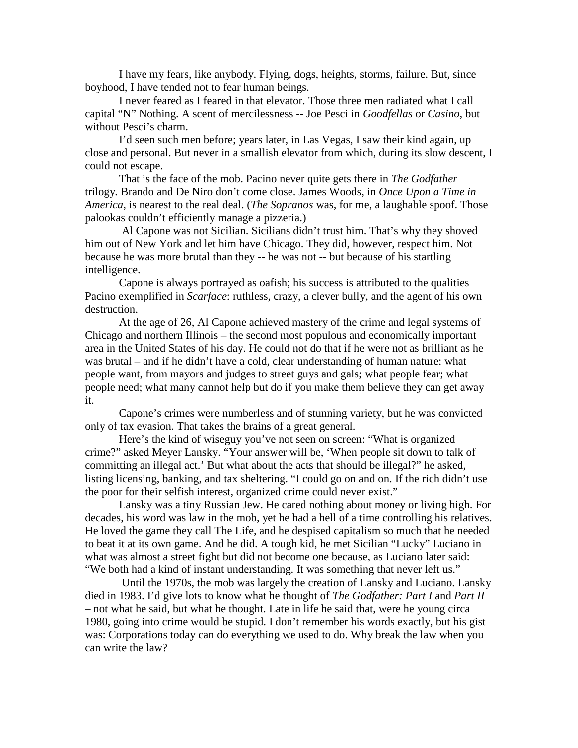I have my fears, like anybody. Flying, dogs, heights, storms, failure. But, since boyhood, I have tended not to fear human beings.

I never feared as I feared in that elevator. Those three men radiated what I call capital "N" Nothing. A scent of mercilessness -- Joe Pesci in *Goodfellas* or *Casino*, but without Pesci's charm.

I'd seen such men before; years later, in Las Vegas, I saw their kind again, up close and personal. But never in a smallish elevator from which, during its slow descent, I could not escape.

That is the face of the mob. Pacino never quite gets there in *The Godfather* trilogy. Brando and De Niro don't come close. James Woods, in *Once Upon a Time in America*, is nearest to the real deal. (*The Sopranos* was, for me, a laughable spoof. Those palookas couldn't efficiently manage a pizzeria.)

Al Capone was not Sicilian. Sicilians didn't trust him. That's why they shoved him out of New York and let him have Chicago. They did, however, respect him. Not because he was more brutal than they -- he was not -- but because of his startling intelligence.

Capone is always portrayed as oafish; his success is attributed to the qualities Pacino exemplified in *Scarface*: ruthless, crazy, a clever bully, and the agent of his own destruction.

At the age of 26, Al Capone achieved mastery of the crime and legal systems of Chicago and northern Illinois – the second most populous and economically important area in the United States of his day. He could not do that if he were not as brilliant as he was brutal – and if he didn't have a cold, clear understanding of human nature: what people want, from mayors and judges to street guys and gals; what people fear; what people need; what many cannot help but do if you make them believe they can get away it.

Capone's crimes were numberless and of stunning variety, but he was convicted only of tax evasion. That takes the brains of a great general.

Here's the kind of wiseguy you've not seen on screen: "What is organized crime?" asked Meyer Lansky. "Your answer will be, 'When people sit down to talk of committing an illegal act.' But what about the acts that should be illegal?" he asked, listing licensing, banking, and tax sheltering. "I could go on and on. If the rich didn't use the poor for their selfish interest, organized crime could never exist."

Lansky was a tiny Russian Jew. He cared nothing about money or living high. For decades, his word was law in the mob, yet he had a hell of a time controlling his relatives. He loved the game they call The Life, and he despised capitalism so much that he needed to beat it at its own game. And he did. A tough kid, he met Sicilian "Lucky" Luciano in what was almost a street fight but did not become one because, as Luciano later said: "We both had a kind of instant understanding. It was something that never left us."

Until the 1970s, the mob was largely the creation of Lansky and Luciano. Lansky died in 1983. I'd give lots to know what he thought of *The Godfather: Part I* and *Part II* – not what he said, but what he thought. Late in life he said that, were he young circa 1980, going into crime would be stupid. I don't remember his words exactly, but his gist was: Corporations today can do everything we used to do. Why break the law when you can write the law?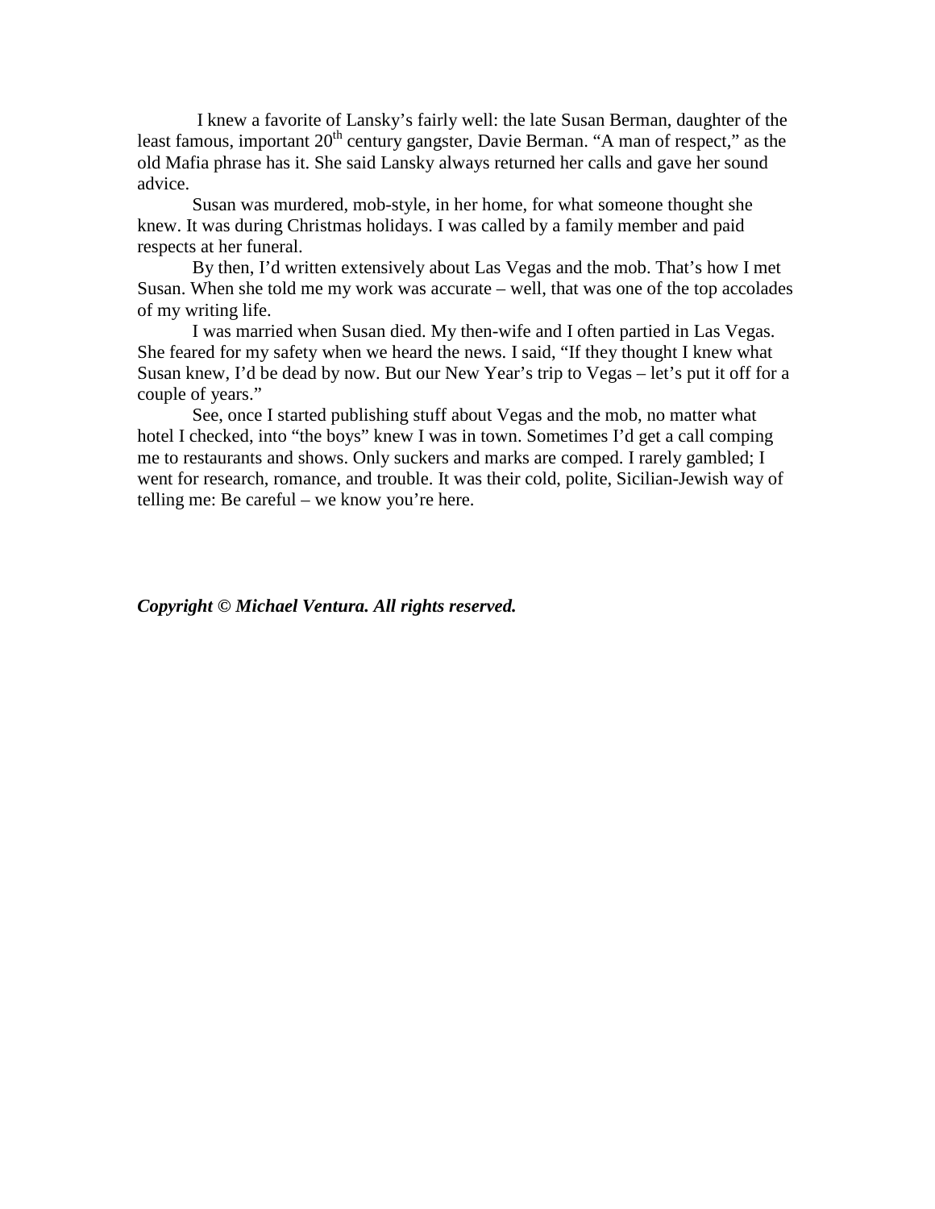I knew a favorite of Lansky's fairly well: the late Susan Berman, daughter of the least famous, important 20th century gangster, Davie Berman. "A man of respect," as the old Mafia phrase has it. She said Lansky always returned her calls and gave her sound advice.

Susan was murdered, mob-style, in her home, for what someone thought she knew. It was during Christmas holidays. I was called by a family member and paid respects at her funeral.

By then, I'd written extensively about Las Vegas and the mob. That's how I met Susan. When she told me my work was accurate – well, that was one of the top accolades of my writing life.

I was married when Susan died. My then-wife and I often partied in Las Vegas. She feared for my safety when we heard the news. I said, "If they thought I knew what Susan knew, I'd be dead by now. But our New Year's trip to Vegas – let's put it off for a couple of years."

See, once I started publishing stuff about Vegas and the mob, no matter what hotel I checked, into "the boys" knew I was in town. Sometimes I'd get a call comping me to restaurants and shows. Only suckers and marks are comped. I rarely gambled; I went for research, romance, and trouble. It was their cold, polite, Sicilian-Jewish way of telling me: Be careful – we know you're here.

***Copyright © Michael Ventura. All rights reserved.***